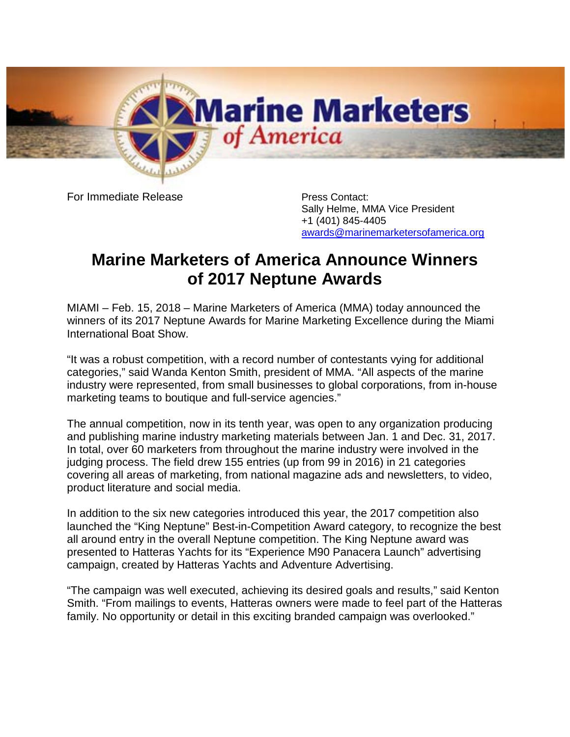For Immediate Release

Press Contact:
Sally Helme, MMA Vice President
+1 (401) 845-4405
awards@marinemarketersofamerica.org

# Marine Marketers of America Announce Winners of 2017 Neptune Awards

MIAMI – Feb. 15, 2018 – Marine Marketers of America (MMA) today announced the winners of its 2017 Neptune Awards for Marine Marketing Excellence during the Miami International Boat Show.

"It was a robust competition, with a record number of contestants vying for additional categories," said Wanda Kenton Smith, president of MMA. "All aspects of the marine industry were represented, from small businesses to global corporations, from in-house marketing teams to boutique and full-service agencies."

The annual competition, now in its tenth year, was open to any organization producing and publishing marine industry marketing materials between Jan. 1 and Dec. 31, 2017. In total, over 60 marketers from throughout the marine industry were involved in the judging process. The field drew 155 entries (up from 99 in 2016) in 21 categories covering all areas of marketing, from national magazine ads and newsletters, to video, product literature and social media.

In addition to the six new categories introduced this year, the 2017 competition also launched the "King Neptune" Best-in-Competition Award category, to recognize the best all around entry in the overall Neptune competition. The King Neptune award was presented to Hatteras Yachts for its "Experience M90 Panacera Launch" advertising campaign, created by Hatteras Yachts and Adventure Advertising.

"The campaign was well executed, achieving its desired goals and results," said Kenton Smith. "From mailings to events, Hatteras owners were made to feel part of the Hatteras family. No opportunity or detail in this exciting branded campaign was overlooked."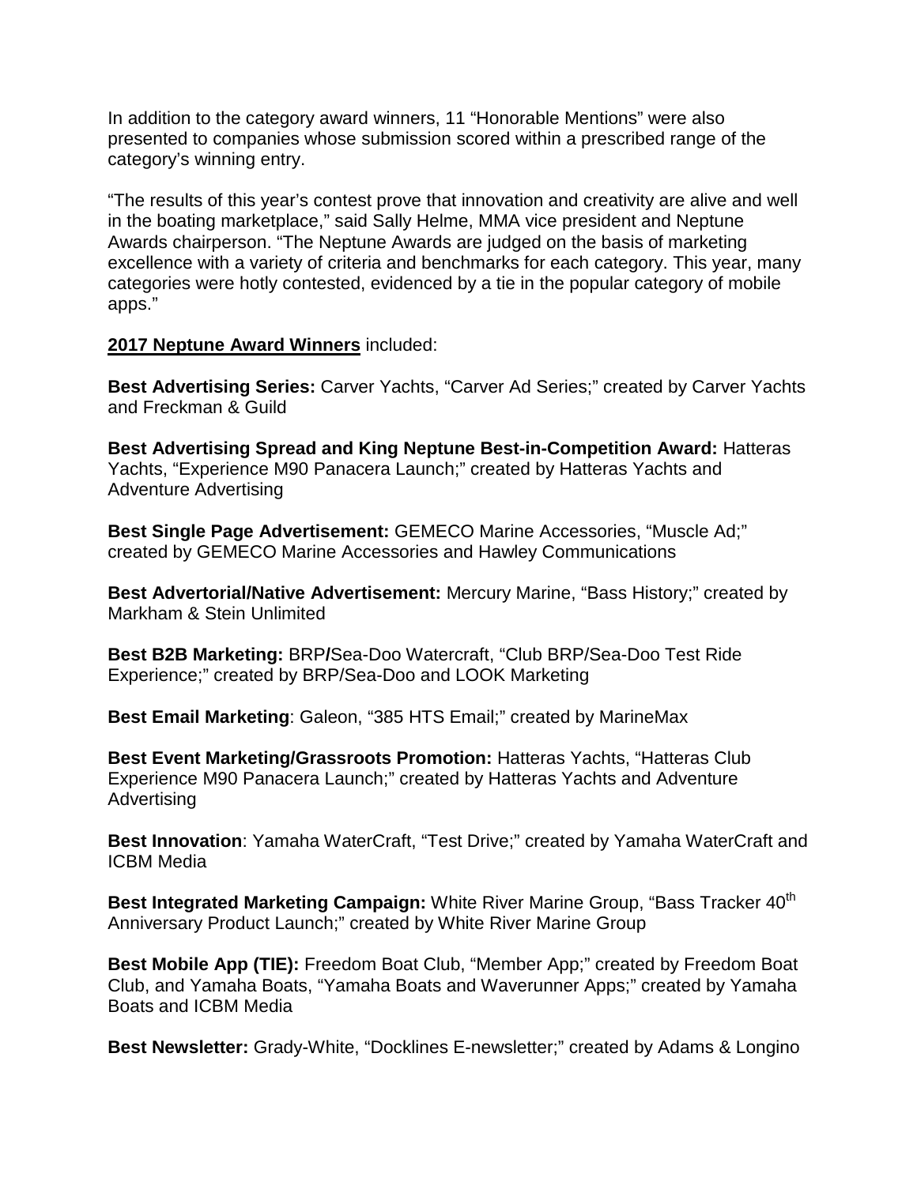In addition to the category award winners, 11 "Honorable Mentions" were also presented to companies whose submission scored within a prescribed range of the category's winning entry.

"The results of this year's contest prove that innovation and creativity are alive and well in the boating marketplace," said Sally Helme, MMA vice president and Neptune Awards chairperson. "The Neptune Awards are judged on the basis of marketing excellence with a variety of criteria and benchmarks for each category. This year, many categories were hotly contested, evidenced by a tie in the popular category of mobile apps."

**2017 Neptune Award Winners** included:

**Best Advertising Series:** Carver Yachts, "Carver Ad Series;" created by Carver Yachts and Freckman & Guild

**Best Advertising Spread and King Neptune Best-in-Competition Award:** Hatteras Yachts, "Experience M90 Panacera Launch;" created by Hatteras Yachts and Adventure Advertising

**Best Single Page Advertisement:** GEMECO Marine Accessories, "Muscle Ad;" created by GEMECO Marine Accessories and Hawley Communications

**Best Advertorial/Native Advertisement:** Mercury Marine, "Bass History;" created by Markham & Stein Unlimited

**Best B2B Marketing:** BRP**/**Sea-Doo Watercraft, "Club BRP/Sea-Doo Test Ride Experience;" created by BRP/Sea-Doo and LOOK Marketing

**Best Email Marketing**: Galeon, "385 HTS Email;" created by MarineMax

**Best Event Marketing/Grassroots Promotion:** Hatteras Yachts, "Hatteras Club Experience M90 Panacera Launch;" created by Hatteras Yachts and Adventure Advertising

**Best Innovation**: Yamaha WaterCraft, "Test Drive;" created by Yamaha WaterCraft and ICBM Media

**Best Integrated Marketing Campaign:** White River Marine Group, "Bass Tracker 40th Anniversary Product Launch;" created by White River Marine Group

**Best Mobile App (TIE):** Freedom Boat Club, "Member App;" created by Freedom Boat Club, and Yamaha Boats, "Yamaha Boats and Waverunner Apps;" created by Yamaha Boats and ICBM Media

**Best Newsletter:** Grady-White, "Docklines E-newsletter;" created by Adams & Longino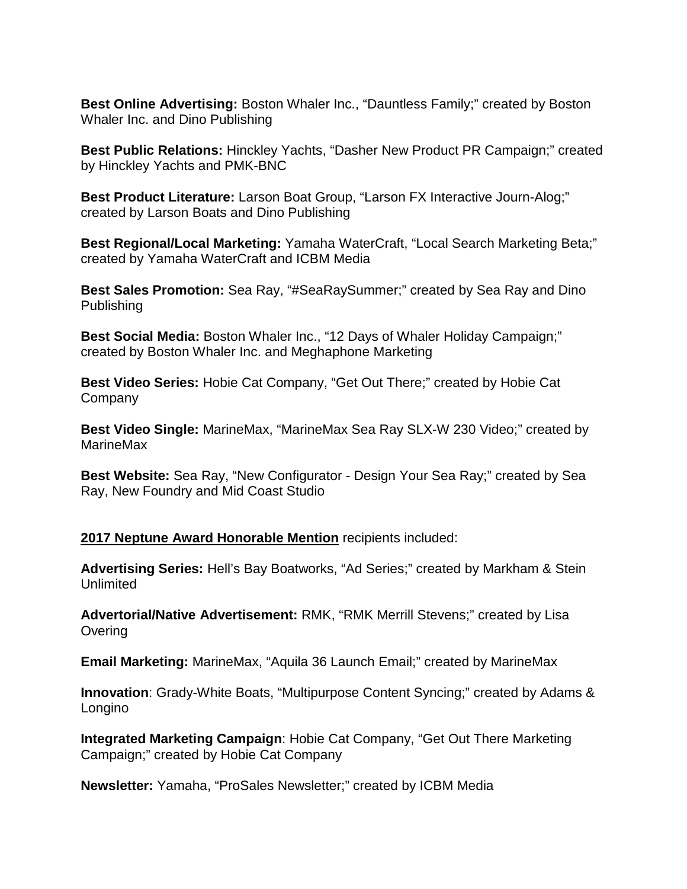**Best Online Advertising:** Boston Whaler Inc., “Dauntless Family;” created by Boston Whaler Inc. and Dino Publishing

**Best Public Relations:** Hinckley Yachts, “Dasher New Product PR Campaign;” created by Hinckley Yachts and PMK-BNC

**Best Product Literature:** Larson Boat Group, “Larson FX Interactive Journ-Alog;” created by Larson Boats and Dino Publishing

**Best Regional/Local Marketing:** Yamaha WaterCraft, “Local Search Marketing Beta;” created by Yamaha WaterCraft and ICBM Media

**Best Sales Promotion:** Sea Ray, “#SeaRaySummer;” created by Sea Ray and Dino Publishing

**Best Social Media:** Boston Whaler Inc., “12 Days of Whaler Holiday Campaign;” created by Boston Whaler Inc. and Meghaphone Marketing

**Best Video Series:** Hobie Cat Company, “Get Out There;” created by Hobie Cat Company

**Best Video Single:** MarineMax, “MarineMax Sea Ray SLX-W 230 Video;” created by MarineMax

**Best Website:** Sea Ray, “New Configurator - Design Your Sea Ray;” created by Sea Ray, New Foundry and Mid Coast Studio

**2017 Neptune Award Honorable Mention** recipients included:

**Advertising Series:** Hell’s Bay Boatworks, “Ad Series;” created by Markham & Stein Unlimited

**Advertorial/Native Advertisement:** RMK, “RMK Merrill Stevens;” created by Lisa Overing

**Email Marketing:** MarineMax, “Aquila 36 Launch Email;” created by MarineMax

**Innovation**: Grady-White Boats, “Multipurpose Content Syncing;” created by Adams & Longino

**Integrated Marketing Campaign**: Hobie Cat Company, “Get Out There Marketing Campaign;” created by Hobie Cat Company

**Newsletter:** Yamaha, “ProSales Newsletter;” created by ICBM Media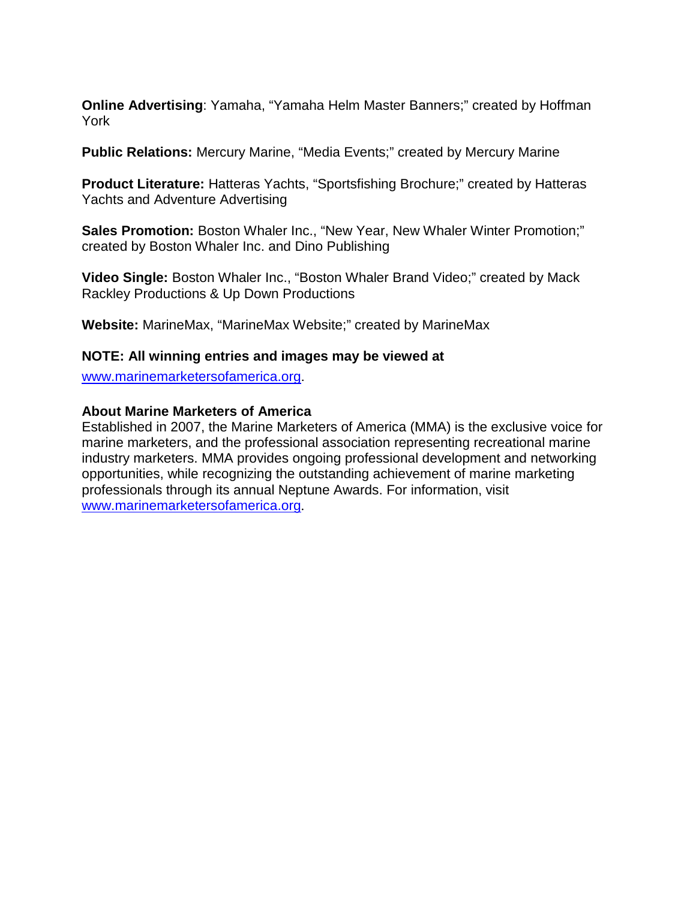**Online Advertising**: Yamaha, “Yamaha Helm Master Banners;” created by Hoffman York

**Public Relations:** Mercury Marine, “Media Events;” created by Mercury Marine

**Product Literature:** Hatteras Yachts, “Sportsfishing Brochure;” created by Hatteras Yachts and Adventure Advertising

**Sales Promotion:** Boston Whaler Inc., “New Year, New Whaler Winter Promotion;” created by Boston Whaler Inc. and Dino Publishing

**Video Single:** Boston Whaler Inc., “Boston Whaler Brand Video;” created by Mack Rackley Productions & Up Down Productions

**Website:** MarineMax, “MarineMax Website;” created by MarineMax

**NOTE: All winning entries and images may be viewed at**
www.marinemarketersofamerica.org.

**About Marine Marketers of America**
Established in 2007, the Marine Marketers of America (MMA) is the exclusive voice for marine marketers, and the professional association representing recreational marine industry marketers. MMA provides ongoing professional development and networking opportunities, while recognizing the outstanding achievement of marine marketing professionals through its annual Neptune Awards. For information, visit www.marinemarketersofamerica.org.